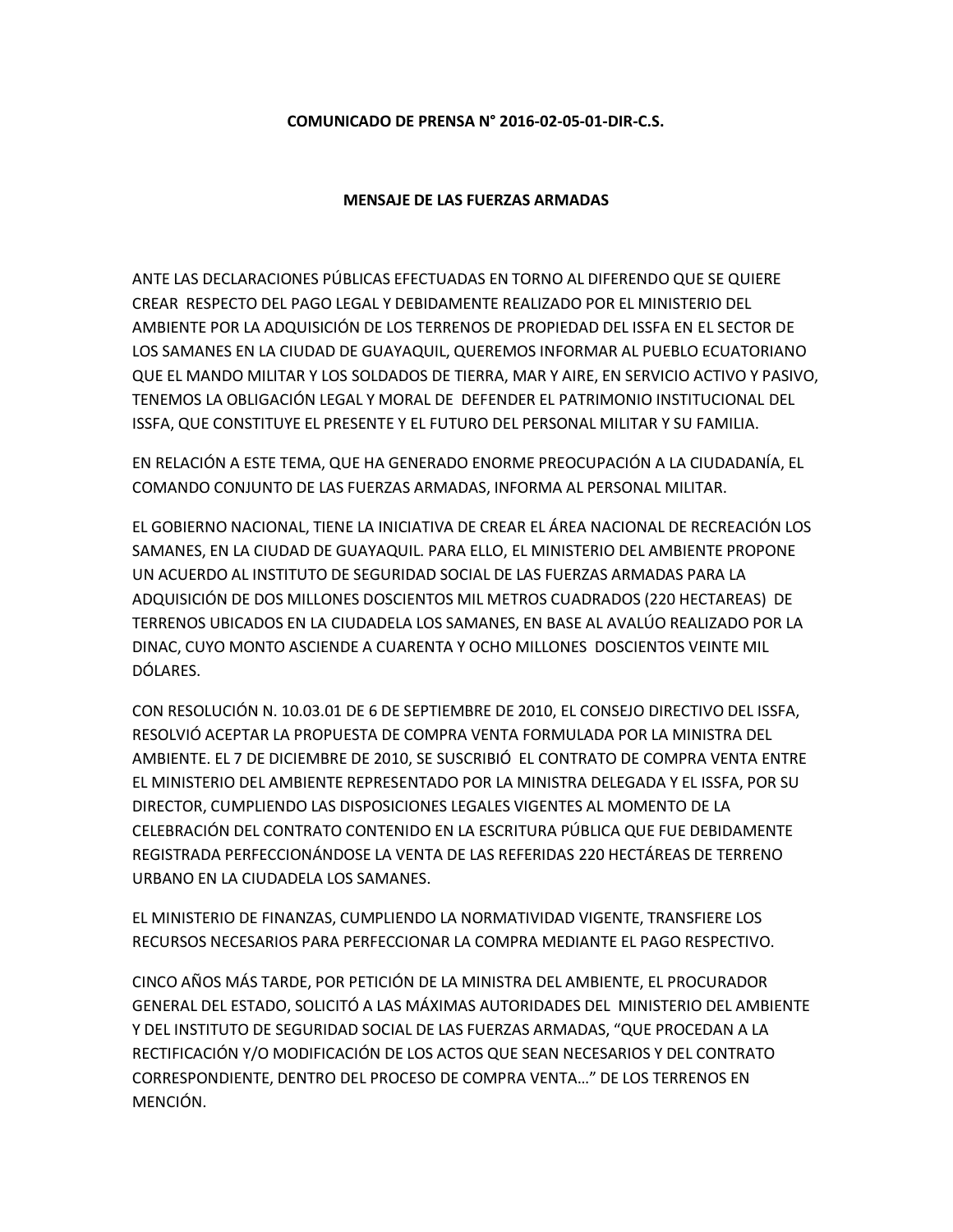**COMUNICADO DE PRENSA N° 2016-02-05-01-DIR-C.S.**

**MENSAJE DE LAS FUERZAS ARMADAS**

ANTE LAS DECLARACIONES PÚBLICAS EFECTUADAS EN TORNO AL DIFERENDO QUE SE QUIERE CREAR RESPECTO DEL PAGO LEGAL Y DEBIDAMENTE REALIZADO POR EL MINISTERIO DEL AMBIENTE POR LA ADQUISICIÓN DE LOS TERRENOS DE PROPIEDAD DEL ISSFA EN EL SECTOR DE LOS SAMANES EN LA CIUDAD DE GUAYAQUIL, QUEREMOS INFORMAR AL PUEBLO ECUATORIANO QUE EL MANDO MILITAR Y LOS SOLDADOS DE TIERRA, MAR Y AIRE, EN SERVICIO ACTIVO Y PASIVO, TENEMOS LA OBLIGACIÓN LEGAL Y MORAL DE DEFENDER EL PATRIMONIO INSTITUCIONAL DEL ISSFA, QUE CONSTITUYE EL PRESENTE Y EL FUTURO DEL PERSONAL MILITAR Y SU FAMILIA.

EN RELACIÓN A ESTE TEMA, QUE HA GENERADO ENORME PREOCUPACIÓN A LA CIUDADANÍA, EL COMANDO CONJUNTO DE LAS FUERZAS ARMADAS, INFORMA AL PERSONAL MILITAR.

EL GOBIERNO NACIONAL, TIENE LA INICIATIVA DE CREAR EL ÁREA NACIONAL DE RECREACIÓN LOS SAMANES, EN LA CIUDAD DE GUAYAQUIL. PARA ELLO, EL MINISTERIO DEL AMBIENTE PROPONE UN ACUERDO AL INSTITUTO DE SEGURIDAD SOCIAL DE LAS FUERZAS ARMADAS PARA LA ADQUISICIÓN DE DOS MILLONES DOSCIENTOS MIL METROS CUADRADOS (220 HECTAREAS) DE TERRENOS UBICADOS EN LA CIUDADELA LOS SAMANES, EN BASE AL AVALÚO REALIZADO POR LA DINAC, CUYO MONTO ASCIENDE A CUARENTA Y OCHO MILLONES DOSCIENTOS VEINTE MIL DÓLARES.

CON RESOLUCIÓN N. 10.03.01 DE 6 DE SEPTIEMBRE DE 2010, EL CONSEJO DIRECTIVO DEL ISSFA, RESOLVIÓ ACEPTAR LA PROPUESTA DE COMPRA VENTA FORMULADA POR LA MINISTRA DEL AMBIENTE. EL 7 DE DICIEMBRE DE 2010, SE SUSCRIBIÓ EL CONTRATO DE COMPRA VENTA ENTRE EL MINISTERIO DEL AMBIENTE REPRESENTADO POR LA MINISTRA DELEGADA Y EL ISSFA, POR SU DIRECTOR, CUMPLIENDO LAS DISPOSICIONES LEGALES VIGENTES AL MOMENTO DE LA CELEBRACIÓN DEL CONTRATO CONTENIDO EN LA ESCRITURA PÚBLICA QUE FUE DEBIDAMENTE REGISTRADA PERFECCIONÁNDOSE LA VENTA DE LAS REFERIDAS 220 HECTÁREAS DE TERRENO URBANO EN LA CIUDADELA LOS SAMANES.

EL MINISTERIO DE FINANZAS, CUMPLIENDO LA NORMATIVIDAD VIGENTE, TRANSFIERE LOS RECURSOS NECESARIOS PARA PERFECCIONAR LA COMPRA MEDIANTE EL PAGO RESPECTIVO.

CINCO AÑOS MÁS TARDE, POR PETICIÓN DE LA MINISTRA DEL AMBIENTE, EL PROCURADOR GENERAL DEL ESTADO, SOLICITÓ A LAS MÁXIMAS AUTORIDADES DEL MINISTERIO DEL AMBIENTE Y DEL INSTITUTO DE SEGURIDAD SOCIAL DE LAS FUERZAS ARMADAS, "QUE PROCEDAN A LA RECTIFICACIÓN Y/O MODIFICACIÓN DE LOS ACTOS QUE SEAN NECESARIOS Y DEL CONTRATO CORRESPONDIENTE, DENTRO DEL PROCESO DE COMPRA VENTA…" DE LOS TERRENOS EN MENCIÓN.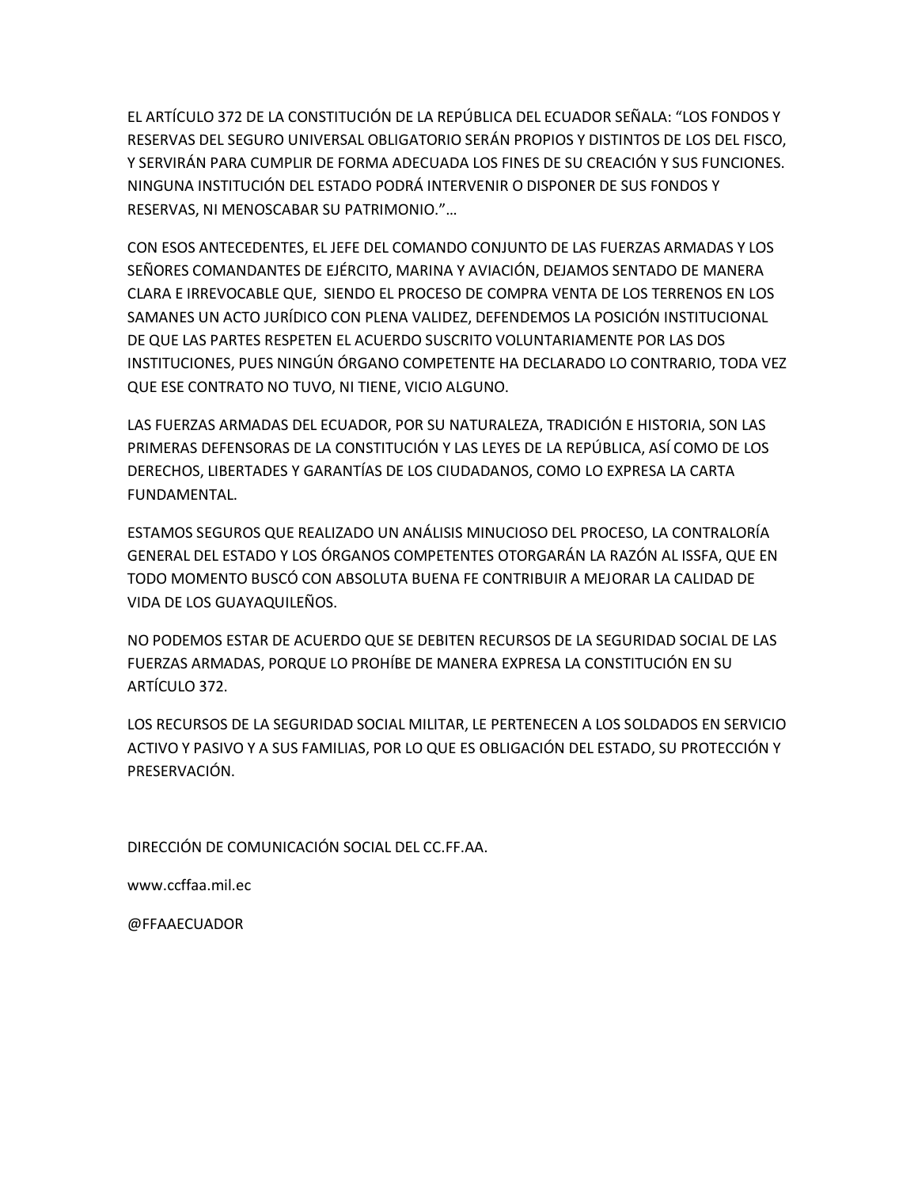EL ARTÍCULO 372 DE LA CONSTITUCIÓN DE LA REPÚBLICA DEL ECUADOR SEÑALA: "LOS FONDOS Y RESERVAS DEL SEGURO UNIVERSAL OBLIGATORIO SERÁN PROPIOS Y DISTINTOS DE LOS DEL FISCO, Y SERVIRÁN PARA CUMPLIR DE FORMA ADECUADA LOS FINES DE SU CREACIÓN Y SUS FUNCIONES. NINGUNA INSTITUCIÓN DEL ESTADO PODRÁ INTERVENIR O DISPONER DE SUS FONDOS Y RESERVAS, NI MENOSCABAR SU PATRIMONIO."…

CON ESOS ANTECEDENTES, EL JEFE DEL COMANDO CONJUNTO DE LAS FUERZAS ARMADAS Y LOS SEÑORES COMANDANTES DE EJÉRCITO, MARINA Y AVIACIÓN, DEJAMOS SENTADO DE MANERA CLARA E IRREVOCABLE QUE, SIENDO EL PROCESO DE COMPRA VENTA DE LOS TERRENOS EN LOS SAMANES UN ACTO JURÍDICO CON PLENA VALIDEZ, DEFENDEMOS LA POSICIÓN INSTITUCIONAL DE QUE LAS PARTES RESPETEN EL ACUERDO SUSCRITO VOLUNTARIAMENTE POR LAS DOS INSTITUCIONES, PUES NINGÚN ÓRGANO COMPETENTE HA DECLARADO LO CONTRARIO, TODA VEZ QUE ESE CONTRATO NO TUVO, NI TIENE, VICIO ALGUNO.

LAS FUERZAS ARMADAS DEL ECUADOR, POR SU NATURALEZA, TRADICIÓN E HISTORIA, SON LAS PRIMERAS DEFENSORAS DE LA CONSTITUCIÓN Y LAS LEYES DE LA REPÚBLICA, ASÍ COMO DE LOS DERECHOS, LIBERTADES Y GARANTÍAS DE LOS CIUDADANOS, COMO LO EXPRESA LA CARTA FUNDAMENTAL.

ESTAMOS SEGUROS QUE REALIZADO UN ANÁLISIS MINUCIOSO DEL PROCESO, LA CONTRALORÍA GENERAL DEL ESTADO Y LOS ÓRGANOS COMPETENTES OTORGARÁN LA RAZÓN AL ISSFA, QUE EN TODO MOMENTO BUSCÓ CON ABSOLUTA BUENA FE CONTRIBUIR A MEJORAR LA CALIDAD DE VIDA DE LOS GUAYAQUILEÑOS.

NO PODEMOS ESTAR DE ACUERDO QUE SE DEBITEN RECURSOS DE LA SEGURIDAD SOCIAL DE LAS FUERZAS ARMADAS, PORQUE LO PROHÍBE DE MANERA EXPRESA LA CONSTITUCIÓN EN SU ARTÍCULO 372.

LOS RECURSOS DE LA SEGURIDAD SOCIAL MILITAR, LE PERTENECEN A LOS SOLDADOS EN SERVICIO ACTIVO Y PASIVO Y A SUS FAMILIAS, POR LO QUE ES OBLIGACIÓN DEL ESTADO, SU PROTECCIÓN Y PRESERVACIÓN.

DIRECCIÓN DE COMUNICACIÓN SOCIAL DEL CC.FF.AA.

www.ccffaa.mil.ec

@FFAAECUADOR